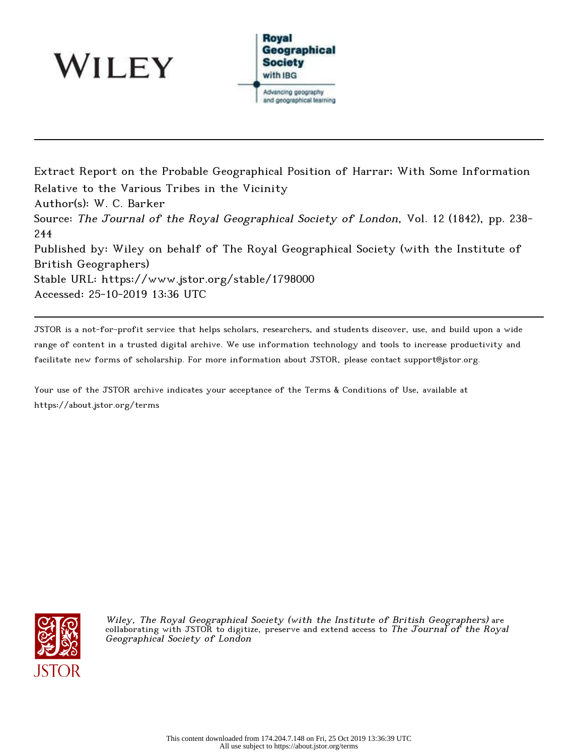Extract Report on the Probable Geographical Position of Harrar; With Some Information Relative to the Various Tribes in the Vicinity

Author(s): W. C. Barker

Source: *The Journal of the Royal Geographical Society of London*, Vol. 12 (1842), pp. 238-244

Published by: Wiley on behalf of The Royal Geographical Society (with the Institute of British Geographers)

Stable URL: https://www.jstor.org/stable/1798000

Accessed: 25-10-2019 13:36 UTC

---

JSTOR is a not-for-profit service that helps scholars, researchers, and students discover, use, and build upon a wide range of content in a trusted digital archive. We use information technology and tools to increase productivity and facilitate new forms of scholarship. For more information about JSTOR, please contact support@jstor.org.

Your use of the JSTOR archive indicates your acceptance of the Terms & Conditions of Use, available at https://about.jstor.org/terms

*Wiley, The Royal Geographical Society (with the Institute of British Geographers)* are collaborating with JSTOR to digitize, preserve and extend access to *The Journal of the Royal Geographical Society of London*

This content downloaded from 174.204.7.148 on Fri, 25 Oct 2019 13:36:39 UTC
All use subject to https://about.jstor.org/terms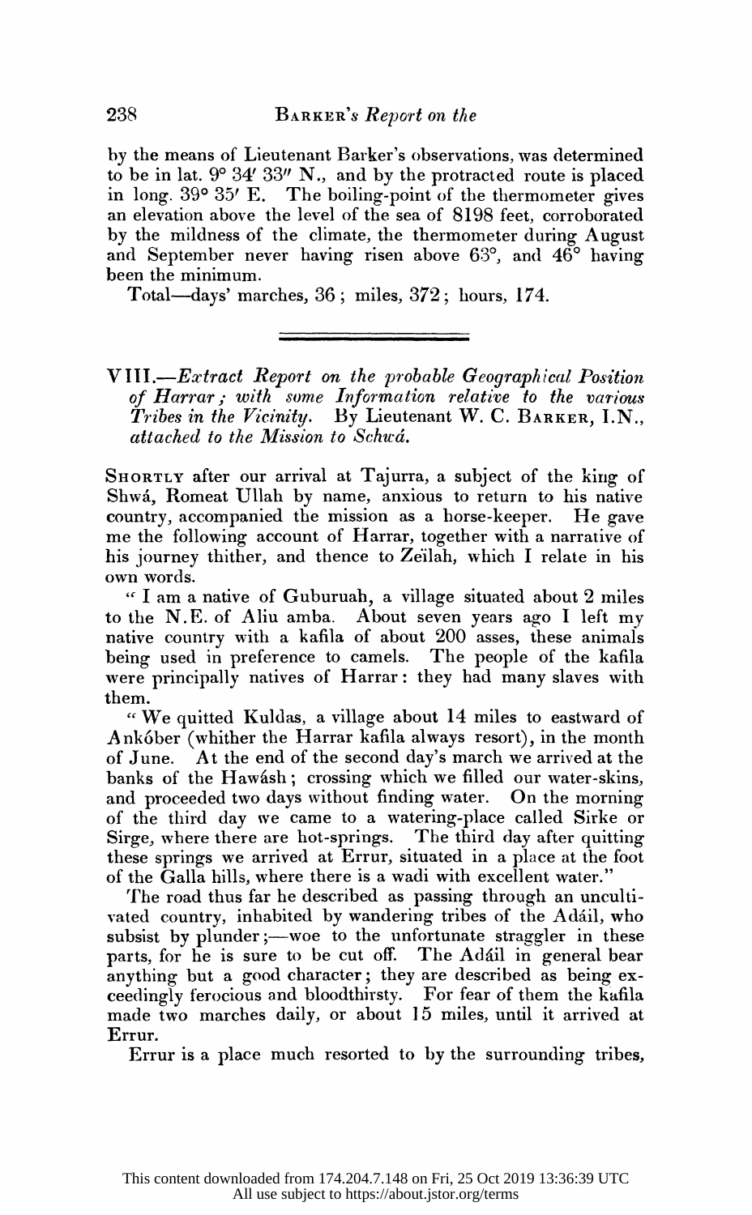by the means of Lieutenant Barker's observations, was determined to be in lat. 9° 34′ 33″ N., and by the protracted route is placed in long. 39° 35′ E. The boiling-point of the thermometer gives an elevation above the level of the sea of 8198 feet, corroborated by the mildness of the climate, the thermometer during August and September never having risen above 63°, and 46° having been the minimum.

Total—days' marches, 36; miles, 372; hours, 174.

---

## VIII.—*Extract Report on the probable Geographical Position of Harrar; with some Information relative to the various Tribes in the Vicinity.* By Lieutenant W. C. Barker, I.N., *attached to the Mission to Schwá.*

Shortly after our arrival at Tajurra, a subject of the king of Shwá, Romeat Ullah by name, anxious to return to his native country, accompanied the mission as a horse-keeper. He gave me the following account of Harrar, together with a narrative of his journey thither, and thence to Zeïlah, which I relate in his own words.

"I am a native of Guburuah, a village situated about 2 miles to the N.E. of Aliu amba. About seven years ago I left my native country with a kafila of about 200 asses, these animals being used in preference to camels. The people of the kafila were principally natives of Harrar: they had many slaves with them.

"We quitted Kuldas, a village about 14 miles to eastward of Ankóber (whither the Harrar kafila always resort), in the month of June. At the end of the second day's march we arrived at the banks of the Hawásh; crossing which we filled our water-skins, and proceeded two days without finding water. On the morning of the third day we came to a watering-place called Sirke or Sirge, where there are hot-springs. The third day after quitting these springs we arrived at Errur, situated in a place at the foot of the Galla hills, where there is a wadi with excellent water."

The road thus far he described as passing through an uncultivated country, inhabited by wandering tribes of the Adáil, who subsist by plunder;—woe to the unfortunate straggler in these parts, for he is sure to be cut off. The Adáil in general bear anything but a good character; they are described as being exceedingly ferocious and bloodthirsty. For fear of them the kafila made two marches daily, or about 15 miles, until it arrived at Errur.

Errur is a place much resorted to by the surrounding tribes,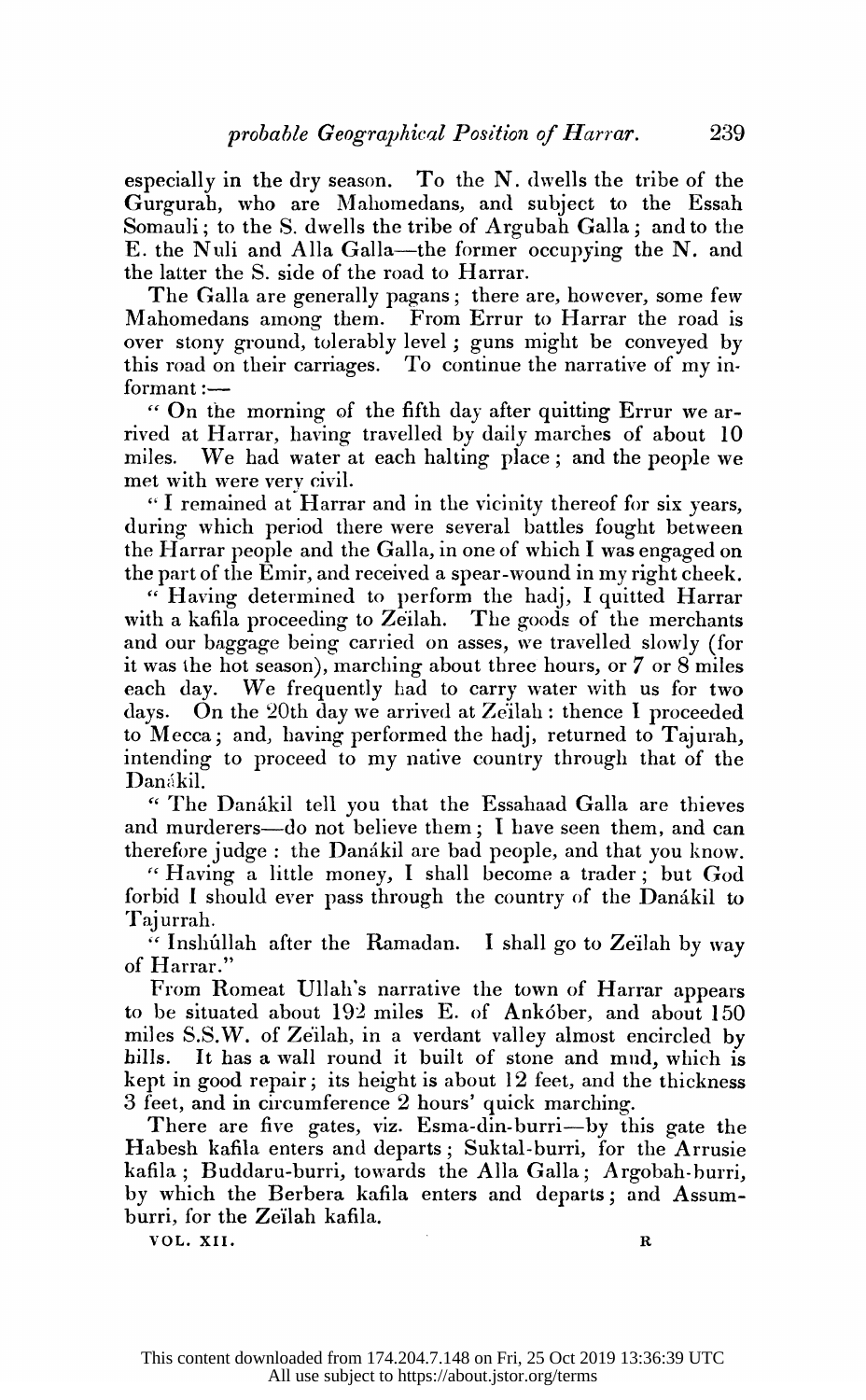especially in the dry season. To the N. dwells the tribe of the Gurgurah, who are Mahomedans, and subject to the Essah Somauli; to the S. dwells the tribe of Argubah Galla; and to the E. the Nuli and Alla Galla—the former occupying the N. and the latter the S. side of the road to Harrar.

The Galla are generally pagans; there are, however, some few Mahomedans among them. From Errur to Harrar the road is over stony ground, tolerably level; guns might be conveyed by this road on their carriages. To continue the narrative of my informant:—

"On the morning of the fifth day after quitting Errur we arrived at Harrar, having travelled by daily marches of about 10 miles. We had water at each halting place; and the people we met with were very civil.

"I remained at Harrar and in the vicinity thereof for six years, during which period there were several battles fought between the Harrar people and the Galla, in one of which I was engaged on the part of the Emir, and received a spear-wound in my right cheek.

"Having determined to perform the hadj, I quitted Harrar with a kafila proceeding to Zeïlah. The goods of the merchants and our baggage being carried on asses, we travelled slowly (for it was the hot season), marching about three hours, or 7 or 8 miles each day. We frequently had to carry water with us for two days. On the 20th day we arrived at Zeïlah: thence I proceeded to Mecca; and, having performed the hadj, returned to Tajurah, intending to proceed to my native country through that of the Danákil.

"The Danákil tell you that the Essahaad Galla are thieves and murderers—do not believe them; I have seen them, and can therefore judge: the Danákil are bad people, and that you know.

"Having a little money, I shall become a trader; but God forbid I should ever pass through the country of the Danákil to Tajurrah.

"Inshúllah after the Ramadan. I shall go to Zeïlah by way of Harrar."

From Romeat Ullah's narrative the town of Harrar appears to be situated about 192 miles E. of Ankóber, and about 150 miles S.S.W. of Zeïlah, in a verdant valley almost encircled by hills. It has a wall round it built of stone and mud, which is kept in good repair; its height is about 12 feet, and the thickness 3 feet, and in circumference 2 hours' quick marching.

There are five gates, viz. Esma-din-burri—by this gate the Habesh kafila enters and departs; Suktal-burri, for the Arrusie kafila; Buddaru-burri, towards the Alla Galla; Argobah-burri, by which the Berbera kafila enters and departs; and Assum-burri, for the Zeïlah kafila.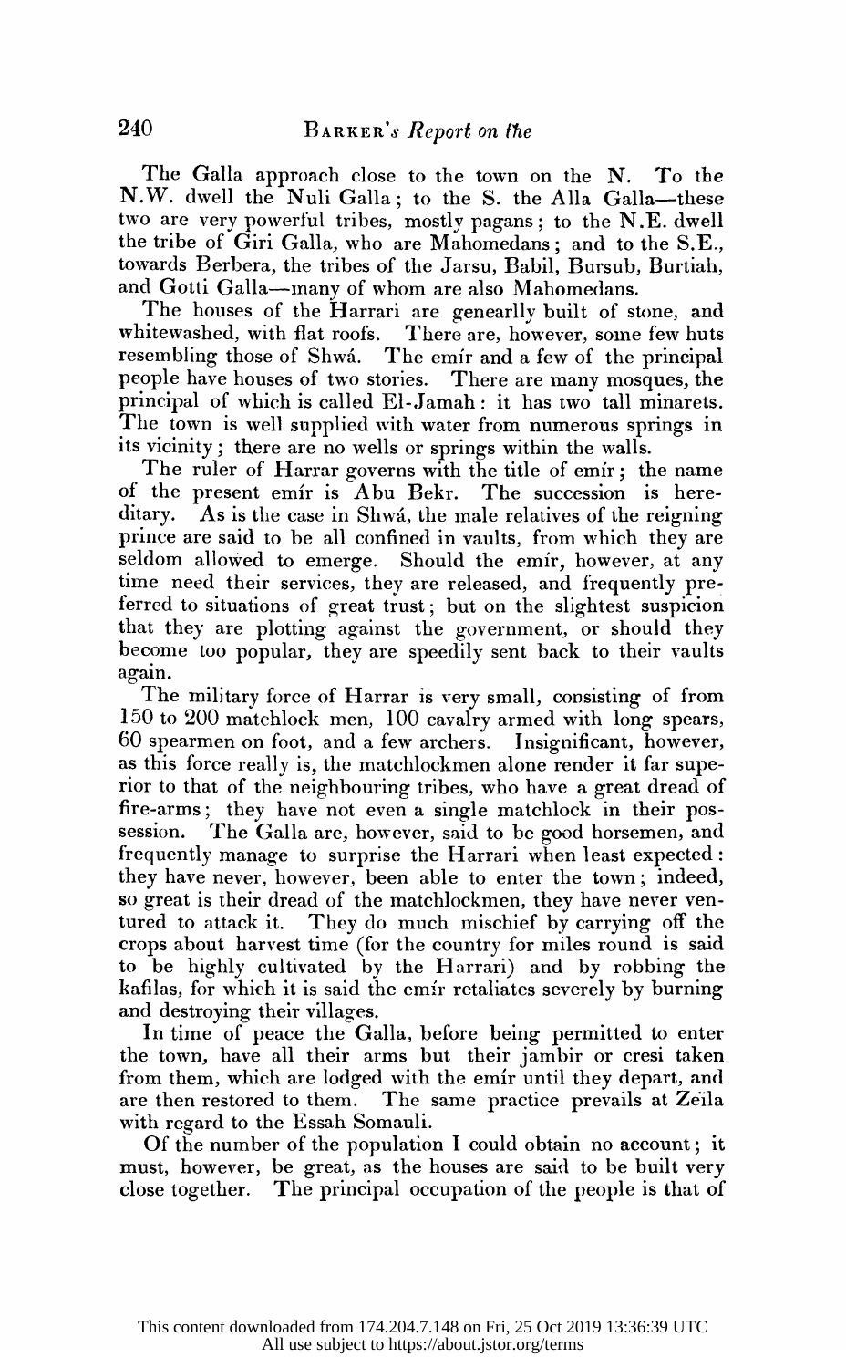The Galla approach close to the town on the N. To the N.W. dwell the Nuli Galla; to the S. the Alla Galla—these two are very powerful tribes, mostly pagans; to the N.E. dwell the tribe of Giri Galla, who are Mahomedans; and to the S.E., towards Berbera, the tribes of the Jarsu, Babil, Bursub, Burtiah, and Gotti Galla—many of whom are also Mahomedans.

The houses of the Harrari are genearlly built of stone, and whitewashed, with flat roofs. There are, however, some few huts resembling those of Shwá. The emír and a few of the principal people have houses of two stories. There are many mosques, the principal of which is called El-Jamah: it has two tall minarets. The town is well supplied with water from numerous springs in its vicinity; there are no wells or springs within the walls.

The ruler of Harrar governs with the title of emír; the name of the present emír is Abu Bekr. The succession is hereditary. As is the case in Shwá, the male relatives of the reigning prince are said to be all confined in vaults, from which they are seldom allowed to emerge. Should the emír, however, at any time need their services, they are released, and frequently preferred to situations of great trust; but on the slightest suspicion that they are plotting against the government, or should they become too popular, they are speedily sent back to their vaults again.

The military force of Harrar is very small, consisting of from 150 to 200 matchlock men, 100 cavalry armed with long spears, 60 spearmen on foot, and a few archers. Insignificant, however, as this force really is, the matchlockmen alone render it far superior to that of the neighbouring tribes, who have a great dread of fire-arms; they have not even a single matchlock in their possession. The Galla are, however, said to be good horsemen, and frequently manage to surprise the Harrari when least expected: they have never, however, been able to enter the town; indeed, so great is their dread of the matchlockmen, they have never ventured to attack it. They do much mischief by carrying off the crops about harvest time (for the country for miles round is said to be highly cultivated by the Harrari) and by robbing the kafilas, for which it is said the emír retaliates severely by burning and destroying their villages.

In time of peace the Galla, before being permitted to enter the town, have all their arms but their jambir or cresi taken from them, which are lodged with the emír until they depart, and are then restored to them. The same practice prevails at Zeïla with regard to the Essah Somauli.

Of the number of the population I could obtain no account; it must, however, be great, as the houses are said to be built very close together. The principal occupation of the people is that of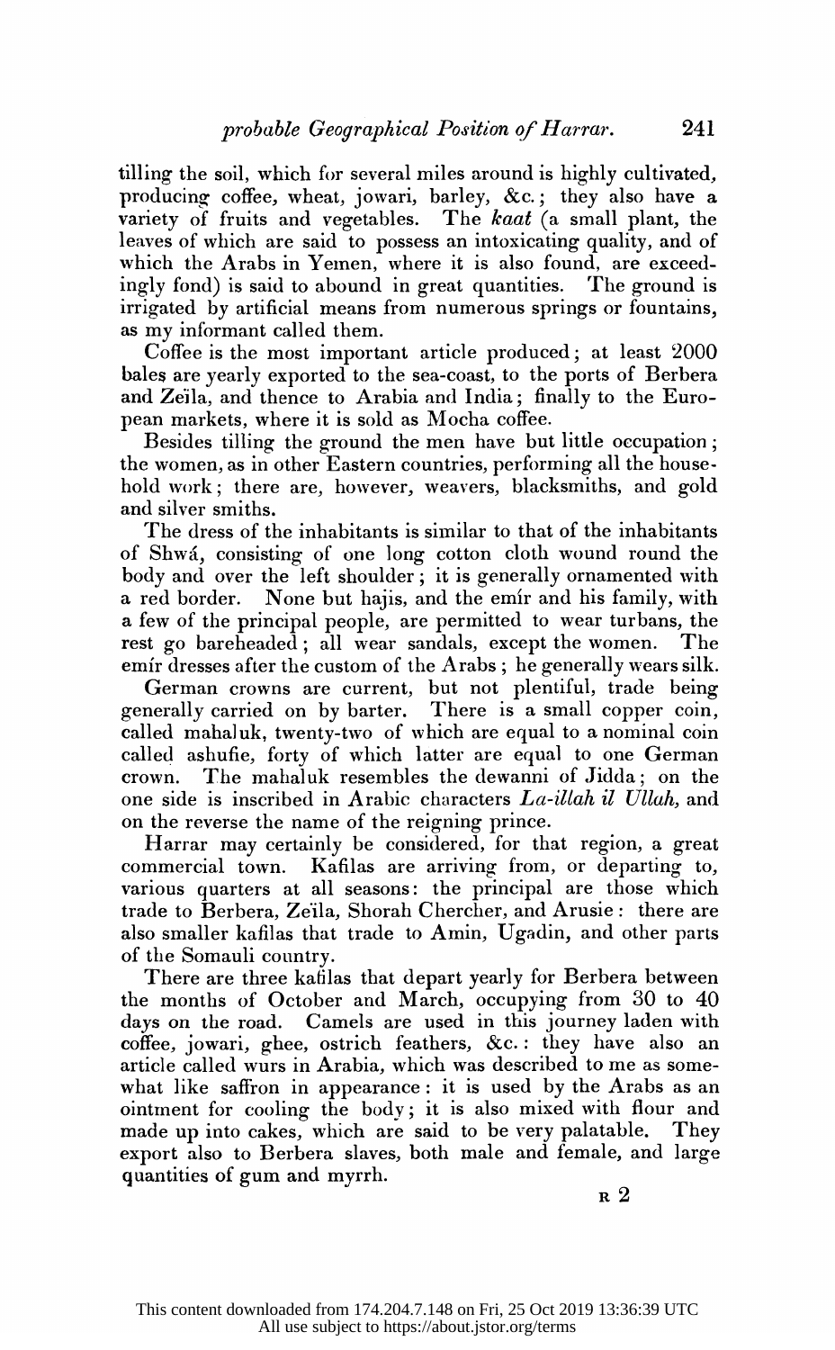tilling the soil, which for several miles around is highly cultivated, producing coffee, wheat, jowari, barley, &c.; they also have a variety of fruits and vegetables. The *kaat* (a small plant, the leaves of which are said to possess an intoxicating quality, and of which the Arabs in Yemen, where it is also found, are exceedingly fond) is said to abound in great quantities. The ground is irrigated by artificial means from numerous springs or fountains, as my informant called them.

Coffee is the most important article produced; at least 2000 bales are yearly exported to the sea-coast, to the ports of Berbera and Zeïla, and thence to Arabia and India; finally to the European markets, where it is sold as Mocha coffee.

Besides tilling the ground the men have but little occupation; the women, as in other Eastern countries, performing all the household work; there are, however, weavers, blacksmiths, and gold and silver smiths.

The dress of the inhabitants is similar to that of the inhabitants of Shwá, consisting of one long cotton cloth wound round the body and over the left shoulder; it is generally ornamented with a red border. None but hajis, and the emír and his family, with a few of the principal people, are permitted to wear turbans, the rest go bareheaded; all wear sandals, except the women. The emír dresses after the custom of the Arabs; he generally wears silk.

German crowns are current, but not plentiful, trade being generally carried on by barter. There is a small copper coin, called mahaluk, twenty-two of which are equal to a nominal coin called ashufie, forty of which latter are equal to one German crown. The mahaluk resembles the dewanni of Jidda; on the one side is inscribed in Arabic characters *La-illah il Ullah*, and on the reverse the name of the reigning prince.

Harrar may certainly be considered, for that region, a great commercial town. Kafilas are arriving from, or departing to, various quarters at all seasons: the principal are those which trade to Berbera, Zeïla, Shorah Chercher, and Arusie: there are also smaller kafilas that trade to Amin, Ugadin, and other parts of the Somauli country.

There are three kafilas that depart yearly for Berbera between the months of October and March, occupying from 30 to 40 days on the road. Camels are used in this journey laden with coffee, jowari, ghee, ostrich feathers, &c.: they have also an article called wurs in Arabia, which was described to me as somewhat like saffron in appearance: it is used by the Arabs as an ointment for cooling the body; it is also mixed with flour and made up into cakes, which are said to be very palatable. They export also to Berbera slaves, both male and female, and large quantities of gum and myrrh.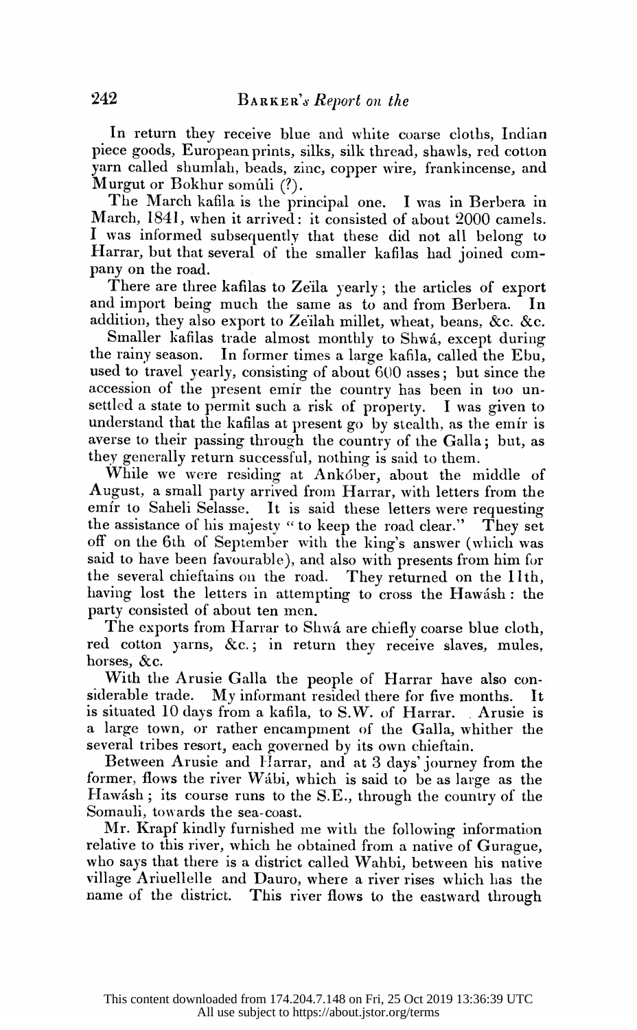In return they receive blue and white coarse cloths, Indian piece goods, European prints, silks, silk thread, shawls, red cotton yarn called shumlah, beads, zinc, copper wire, frankincense, and Murgut or Bokhur somúli (?).

The March kafila is the principal one. I was in Berbera in March, 1841, when it arrived: it consisted of about 2000 camels. I was informed subsequently that these did not all belong to Harrar, but that several of the smaller kafilas had joined company on the road.

There are three kafilas to Zeïla yearly; the articles of export and import being much the same as to and from Berbera. In addition, they also export to Zeïlah millet, wheat, beans, &c. &c.

Smaller kafilas trade almost monthly to Shwá, except during the rainy season. In former times a large kafila, called the Ebu, used to travel yearly, consisting of about 600 asses; but since the accession of the present emír the country has been in too unsettled a state to permit such a risk of property. I was given to understand that the kafilas at present go by stealth, as the emír is averse to their passing through the country of the Galla; but, as they generally return successful, nothing is said to them.

While we were residing at Ankóber, about the middle of August, a small party arrived from Harrar, with letters from the emír to Saheli Selasse. It is said these letters were requesting the assistance of his majesty "to keep the road clear." They set off on the 6th of September with the king's answer (which was said to have been favourable), and also with presents from him for the several chieftains on the road. They returned on the 11th, having lost the letters in attempting to cross the Hawásh: the party consisted of about ten men.

The exports from Harrar to Shwá are chiefly coarse blue cloth, red cotton yarns, &c.; in return they receive slaves, mules, horses, &c.

With the Arusie Galla the people of Harrar have also considerable trade. My informant resided there for five months. It is situated 10 days from a kafila, to S.W. of Harrar. Arusie is a large town, or rather encampment of the Galla, whither the several tribes resort, each governed by its own chieftain.

Between Arusie and Harrar, and at 3 days' journey from the former, flows the river Wábi, which is said to be as large as the Hawásh; its course runs to the S.E., through the country of the Somauli, towards the sea-coast.

Mr. Krapf kindly furnished me with the following information relative to this river, which he obtained from a native of Gurague, who says that there is a district called Wahbi, between his native village Ariuellelle and Dauro, where a river rises which has the name of the district. This river flows to the eastward through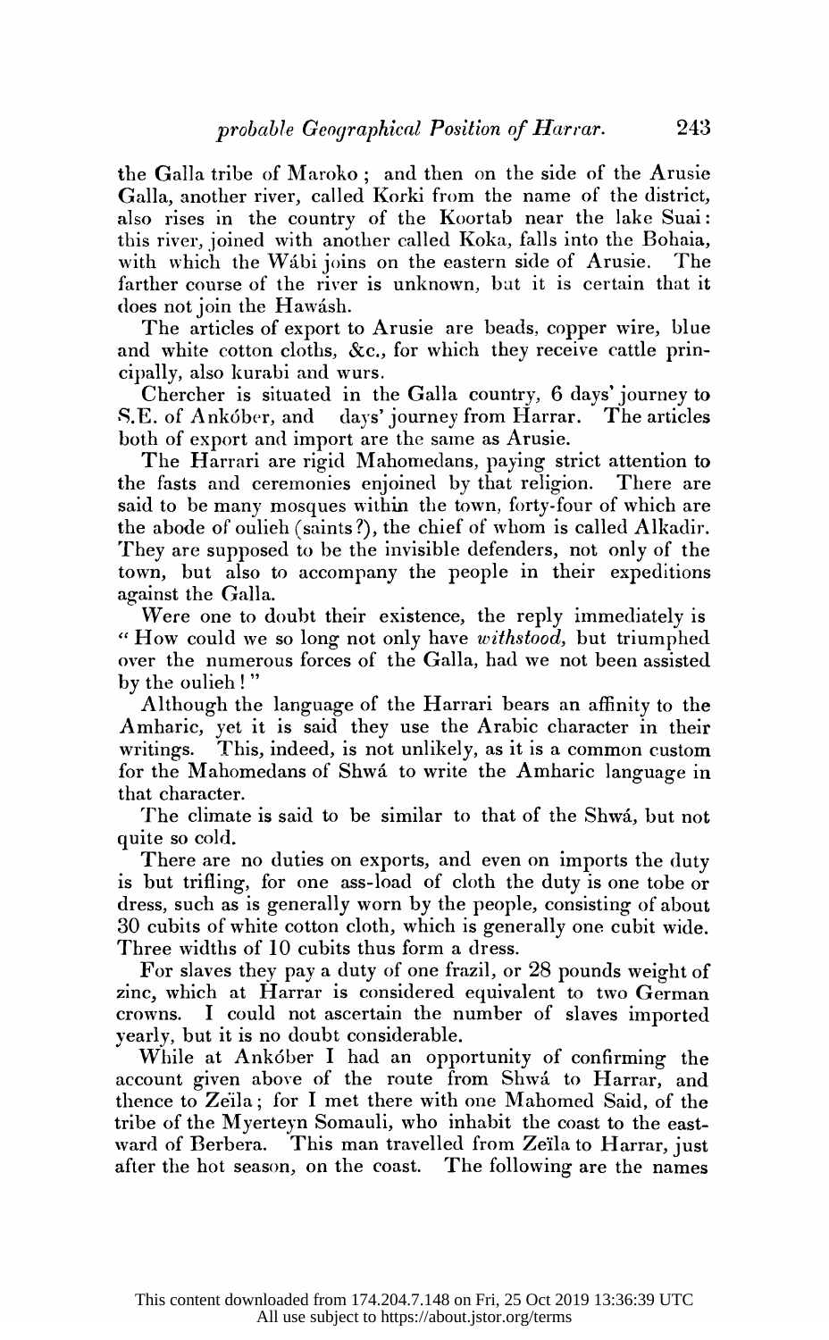the Galla tribe of Maroko; and then on the side of the Arusie Galla, another river, called Korki from the name of the district, also rises in the country of the Koortab near the lake Suai: this river, joined with another called Koka, falls into the Bohaia, with which the Wábi joins on the eastern side of Arusie. The farther course of the river is unknown, but it is certain that it does not join the Hawásh.

The articles of export to Arusie are beads, copper wire, blue and white cotton cloths, &c., for which they receive cattle principally, also kurabi and wurs.

Chercher is situated in the Galla country, 6 days' journey to S.E. of Ankóber, and days' journey from Harrar. The articles both of export and import are the same as Arusie.

The Harrari are rigid Mahomedans, paying strict attention to the fasts and ceremonies enjoined by that religion. There are said to be many mosques within the town, forty-four of which are the abode of oulieh (saints?), the chief of whom is called Alkadir. They are supposed to be the invisible defenders, not only of the town, but also to accompany the people in their expeditions against the Galla.

Were one to doubt their existence, the reply immediately is "How could we so long not only have *withstood*, but triumphed over the numerous forces of the Galla, had we not been assisted by the oulieh!"

Although the language of the Harrari bears an affinity to the Amharic, yet it is said they use the Arabic character in their writings. This, indeed, is not unlikely, as it is a common custom for the Mahomedans of Shwá to write the Amharic language in that character.

The climate is said to be similar to that of the Shwá, but not quite so cold.

There are no duties on exports, and even on imports the duty is but trifling, for one ass-load of cloth the duty is one tobe or dress, such as is generally worn by the people, consisting of about 30 cubits of white cotton cloth, which is generally one cubit wide. Three widths of 10 cubits thus form a dress.

For slaves they pay a duty of one frazil, or 28 pounds weight of zinc, which at Harrar is considered equivalent to two German crowns. I could not ascertain the number of slaves imported yearly, but it is no doubt considerable.

While at Ankóber I had an opportunity of confirming the account given above of the route from Shwá to Harrar, and thence to Zeïla; for I met there with one Mahomed Said, of the tribe of the Myerteyn Somauli, who inhabit the coast to the eastward of Berbera. This man travelled from Zeïla to Harrar, just after the hot season, on the coast. The following are the names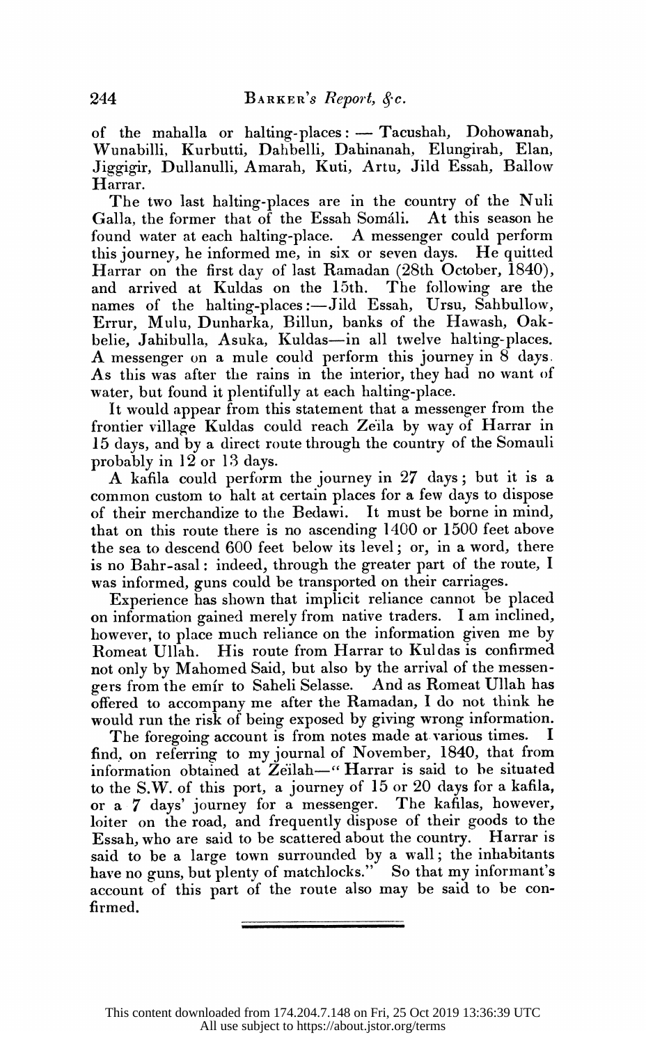of the mahalla or halting-places: — Tacushah, Dohowanah, Wunabilli, Kurbutti, Dahbelli, Dahinanah, Elungirah, Elan, Jiggigir, Dullanulli, Amarah, Kuti, Artu, Jild Essah, Ballow Harrar.

The two last halting-places are in the country of the Nuli Galla, the former that of the Essah Somáli. At this season he found water at each halting-place. A messenger could perform this journey, he informed me, in six or seven days. He quitted Harrar on the first day of last Ramadan (28th October, 1840), and arrived at Kuldas on the 15th. The following are the names of the halting-places:—Jild Essah, Ursu, Sahbullow, Errur, Mulu, Dunharka, Billun, banks of the Hawash, Oakbelie, Jahibulla, Asuka, Kuldas—in all twelve halting-places. A messenger on a mule could perform this journey in 8 days. As this was after the rains in the interior, they had no want of water, but found it plentifully at each halting-place.

It would appear from this statement that a messenger from the frontier village Kuldas could reach Zeïla by way of Harrar in 15 days, and by a direct route through the country of the Somauli probably in 12 or 13 days.

A kafila could perform the journey in 27 days; but it is a common custom to halt at certain places for a few days to dispose of their merchandize to the Bedawi. It must be borne in mind, that on this route there is no ascending 1400 or 1500 feet above the sea to descend 600 feet below its level; or, in a word, there is no Bahr-asal: indeed, through the greater part of the route, I was informed, guns could be transported on their carriages.

Experience has shown that implicit reliance cannot be placed on information gained merely from native traders. I am inclined, however, to place much reliance on the information given me by Romeat Ullah. His route from Harrar to Kuldas is confirmed not only by Mahomed Said, but also by the arrival of the messengers from the emír to Saheli Selasse. And as Romeat Ullah has offered to accompany me after the Ramadan, I do not think he would run the risk of being exposed by giving wrong information.

The foregoing account is from notes made at various times. I find, on referring to my journal of November, 1840, that from information obtained at Zeïlah—"Harrar is said to be situated to the S.W. of this port, a journey of 15 or 20 days for a kafila, or a 7 days' journey for a messenger. The kafilas, however, loiter on the road, and frequently dispose of their goods to the Essah, who are said to be scattered about the country. Harrar is said to be a large town surrounded by a wall; the inhabitants have no guns, but plenty of matchlocks." So that my informant's account of this part of the route also may be said to be confirmed.